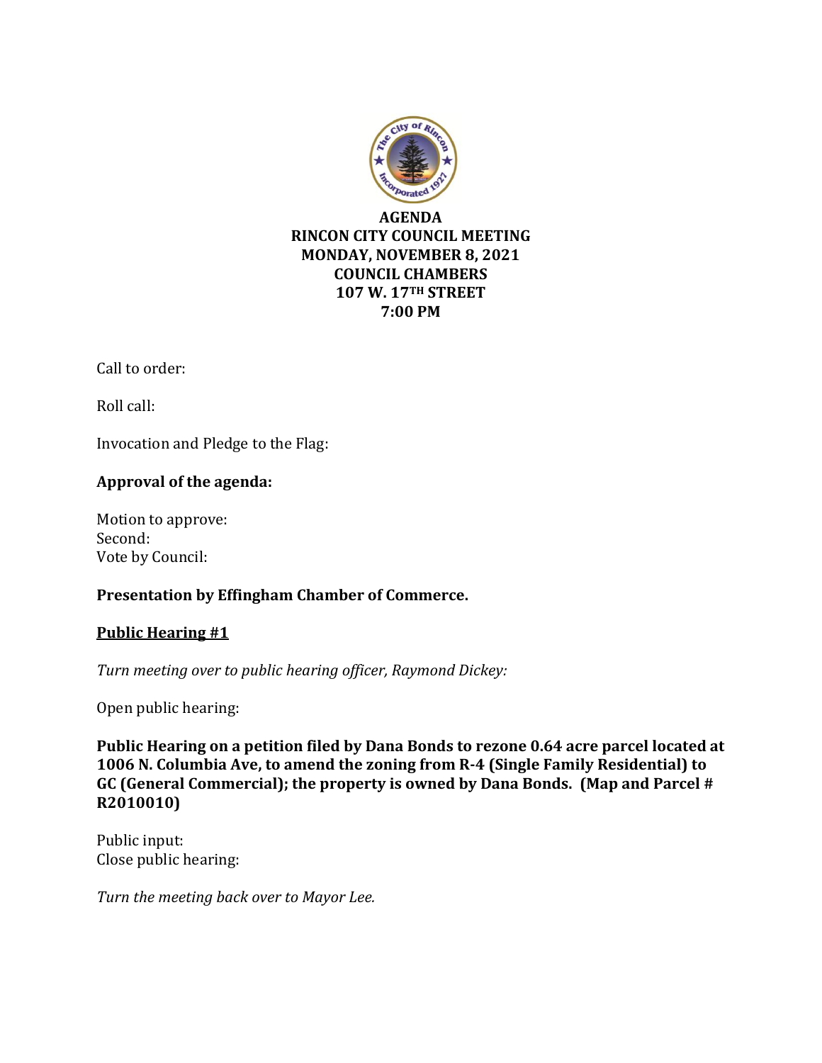**AGENDA**
**RINCON CITY COUNCIL MEETING**
**MONDAY, NOVEMBER 8, 2021**
**COUNCIL CHAMBERS**
**107 W. 17TH STREET**
**7:00 PM**

Call to order:

Roll call:

Invocation and Pledge to the Flag:

**Approval of the agenda:**

Motion to approve:
Second:
Vote by Council:

**Presentation by Effingham Chamber of Commerce.**

**Public Hearing #1**

*Turn meeting over to public hearing officer, Raymond Dickey:*

Open public hearing:

**Public Hearing on a petition filed by Dana Bonds to rezone 0.64 acre parcel located at 1006 N. Columbia Ave, to amend the zoning from R-4 (Single Family Residential) to GC (General Commercial); the property is owned by Dana Bonds. (Map and Parcel # R2010010)**

Public input:
Close public hearing:

*Turn the meeting back over to Mayor Lee.*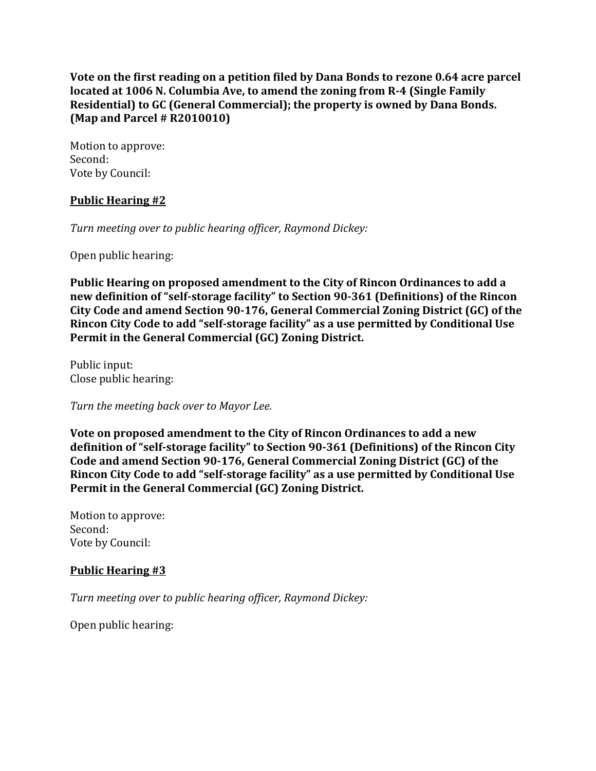**Vote on the first reading on a petition filed by Dana Bonds to rezone 0.64 acre parcel located at 1006 N. Columbia Ave, to amend the zoning from R-4 (Single Family Residential) to GC (General Commercial); the property is owned by Dana Bonds. (Map and Parcel # R2010010)**

Motion to approve:
Second:
Vote by Council:

**<u>Public Hearing #2</u>**

*Turn meeting over to public hearing officer, Raymond Dickey:*

Open public hearing:

**Public Hearing on proposed amendment to the City of Rincon Ordinances to add a new definition of "self-storage facility" to Section 90-361 (Definitions) of the Rincon City Code and amend Section 90-176, General Commercial Zoning District (GC) of the Rincon City Code to add "self-storage facility" as a use permitted by Conditional Use Permit in the General Commercial (GC) Zoning District.**

Public input:
Close public hearing:

*Turn the meeting back over to Mayor Lee.*

**Vote on proposed amendment to the City of Rincon Ordinances to add a new definition of "self-storage facility" to Section 90-361 (Definitions) of the Rincon City Code and amend Section 90-176, General Commercial Zoning District (GC) of the Rincon City Code to add "self-storage facility" as a use permitted by Conditional Use Permit in the General Commercial (GC) Zoning District.**

Motion to approve:
Second:
Vote by Council:

**<u>Public Hearing #3</u>**

*Turn meeting over to public hearing officer, Raymond Dickey:*

Open public hearing: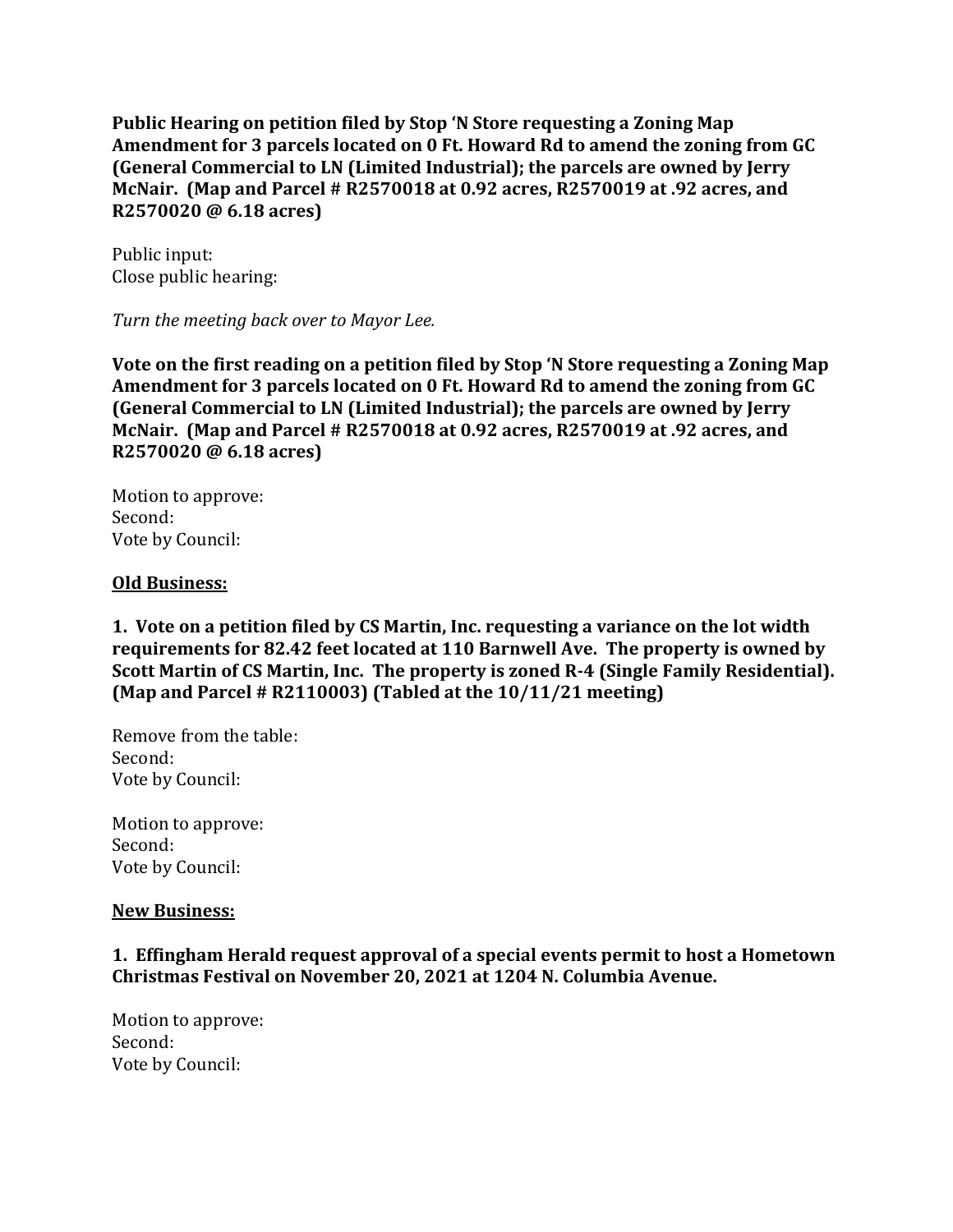**Public Hearing on petition filed by Stop 'N Store requesting a Zoning Map Amendment for 3 parcels located on 0 Ft. Howard Rd to amend the zoning from GC (General Commercial to LN (Limited Industrial); the parcels are owned by Jerry McNair. (Map and Parcel # R2570018 at 0.92 acres, R2570019 at .92 acres, and R2570020 @ 6.18 acres)**

Public input:
Close public hearing:

*Turn the meeting back over to Mayor Lee.*

**Vote on the first reading on a petition filed by Stop 'N Store requesting a Zoning Map Amendment for 3 parcels located on 0 Ft. Howard Rd to amend the zoning from GC (General Commercial to LN (Limited Industrial); the parcels are owned by Jerry McNair. (Map and Parcel # R2570018 at 0.92 acres, R2570019 at .92 acres, and R2570020 @ 6.18 acres)**

Motion to approve:
Second:
Vote by Council:

**<u>Old Business:</u>**

**1. Vote on a petition filed by CS Martin, Inc. requesting a variance on the lot width requirements for 82.42 feet located at 110 Barnwell Ave. The property is owned by Scott Martin of CS Martin, Inc. The property is zoned R-4 (Single Family Residential). (Map and Parcel # R2110003) (Tabled at the 10/11/21 meeting)**

Remove from the table:
Second:
Vote by Council:

Motion to approve:
Second:
Vote by Council:

**<u>New Business:</u>**

**1. Effingham Herald request approval of a special events permit to host a Hometown Christmas Festival on November 20, 2021 at 1204 N. Columbia Avenue.**

Motion to approve:
Second:
Vote by Council: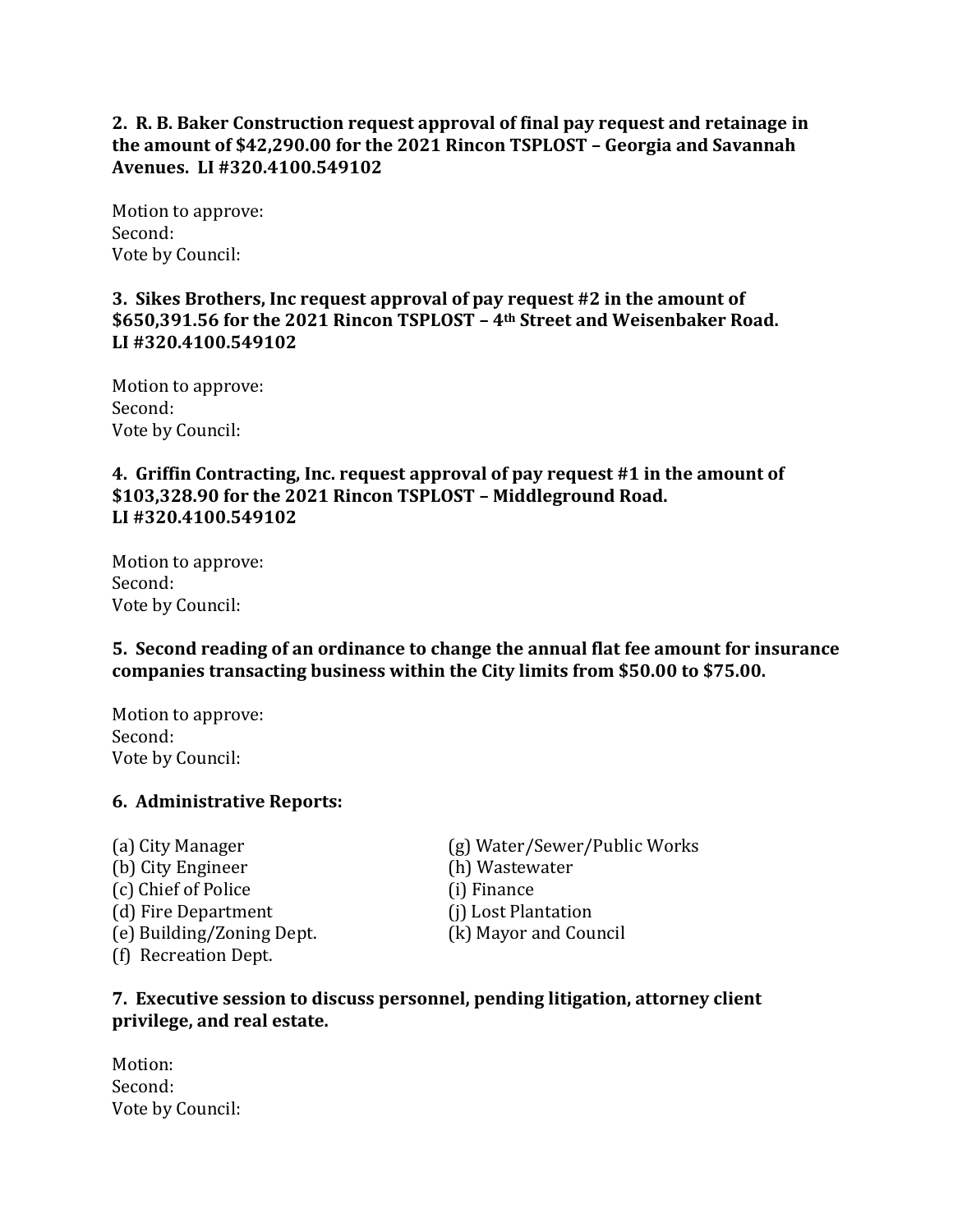**2. R. B. Baker Construction request approval of final pay request and retainage in the amount of $42,290.00 for the 2021 Rincon TSPLOST – Georgia and Savannah Avenues. LI #320.4100.549102**

Motion to approve:
Second:
Vote by Council:

**3. Sikes Brothers, Inc request approval of pay request #2 in the amount of $650,391.56 for the 2021 Rincon TSPLOST – 4th Street and Weisenbaker Road. LI #320.4100.549102**

Motion to approve:
Second:
Vote by Council:

**4. Griffin Contracting, Inc. request approval of pay request #1 in the amount of $103,328.90 for the 2021 Rincon TSPLOST – Middleground Road. LI #320.4100.549102**

Motion to approve:
Second:
Vote by Council:

**5. Second reading of an ordinance to change the annual flat fee amount for insurance companies transacting business within the City limits from $50.00 to $75.00.**

Motion to approve:
Second:
Vote by Council:

**6. Administrative Reports:**

(a) City Manager
(b) City Engineer
(c) Chief of Police
(d) Fire Department
(e) Building/Zoning Dept.
(f) Recreation Dept.
(g) Water/Sewer/Public Works
(h) Wastewater
(i) Finance
(j) Lost Plantation
(k) Mayor and Council

**7. Executive session to discuss personnel, pending litigation, attorney client privilege, and real estate.**

Motion:
Second:
Vote by Council: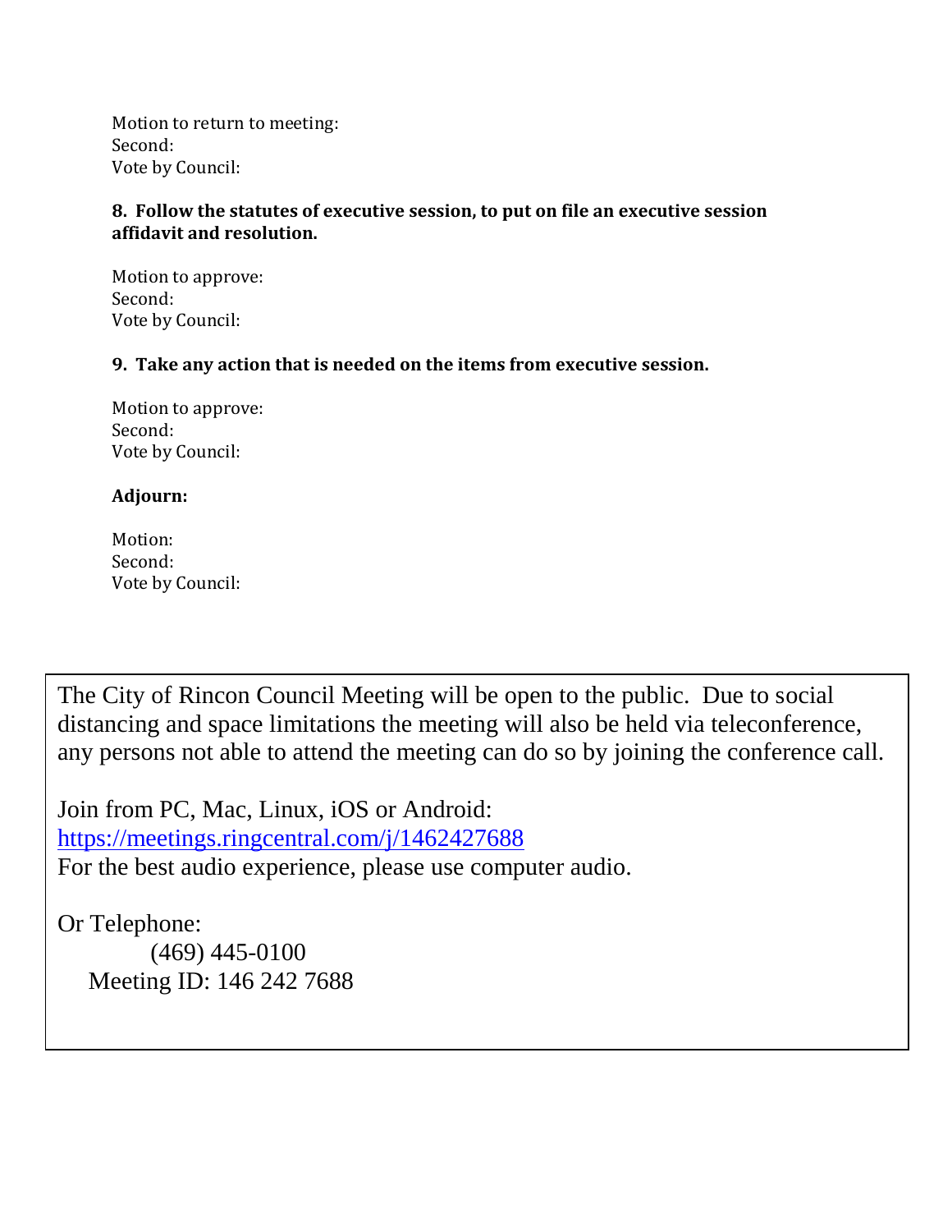Motion to return to meeting:
Second:
Vote by Council:

**8. Follow the statutes of executive session, to put on file an executive session affidavit and resolution.**

Motion to approve:
Second:
Vote by Council:

**9. Take any action that is needed on the items from executive session.**

Motion to approve:
Second:
Vote by Council:

**Adjourn:**

Motion:
Second:
Vote by Council:

The City of Rincon Council Meeting will be open to the public. Due to social distancing and space limitations the meeting will also be held via teleconference, any persons not able to attend the meeting can do so by joining the conference call.

Join from PC, Mac, Linux, iOS or Android:
https://meetings.ringcentral.com/j/1462427688
For the best audio experience, please use computer audio.

Or Telephone:
(469) 445-0100
Meeting ID: 146 242 7688